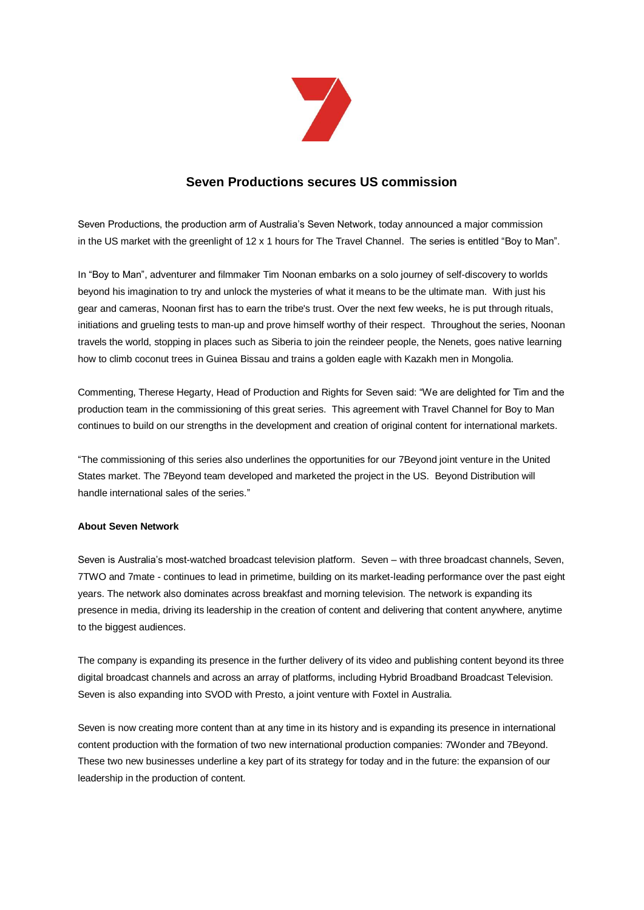# Seven Productions secures US commission

Seven Productions, the production arm of Australia's Seven Network, today announced a major commission in the US market with the greenlight of 12 x 1 hours for The Travel Channel. The series is entitled "Boy to Man".

In "Boy to Man", adventurer and filmmaker Tim Noonan embarks on a solo journey of self-discovery to worlds beyond his imagination to try and unlock the mysteries of what it means to be the ultimate man. With just his gear and cameras, Noonan first has to earn the tribe's trust. Over the next few weeks, he is put through rituals, initiations and grueling tests to man-up and prove himself worthy of their respect. Throughout the series, Noonan travels the world, stopping in places such as Siberia to join the reindeer people, the Nenets, goes native learning how to climb coconut trees in Guinea Bissau and trains a golden eagle with Kazakh men in Mongolia.

Commenting, Therese Hegarty, Head of Production and Rights for Seven said: "We are delighted for Tim and the production team in the commissioning of this great series. This agreement with Travel Channel for Boy to Man continues to build on our strengths in the development and creation of original content for international markets.

"The commissioning of this series also underlines the opportunities for our 7Beyond joint venture in the United States market. The 7Beyond team developed and marketed the project in the US. Beyond Distribution will handle international sales of the series."

**About Seven Network**

Seven is Australia's most-watched broadcast television platform. Seven – with three broadcast channels, Seven, 7TWO and 7mate - continues to lead in primetime, building on its market-leading performance over the past eight years. The network also dominates across breakfast and morning television. The network is expanding its presence in media, driving its leadership in the creation of content and delivering that content anywhere, anytime to the biggest audiences.

The company is expanding its presence in the further delivery of its video and publishing content beyond its three digital broadcast channels and across an array of platforms, including Hybrid Broadband Broadcast Television. Seven is also expanding into SVOD with Presto, a joint venture with Foxtel in Australia.

Seven is now creating more content than at any time in its history and is expanding its presence in international content production with the formation of two new international production companies: 7Wonder and 7Beyond. These two new businesses underline a key part of its strategy for today and in the future: the expansion of our leadership in the production of content.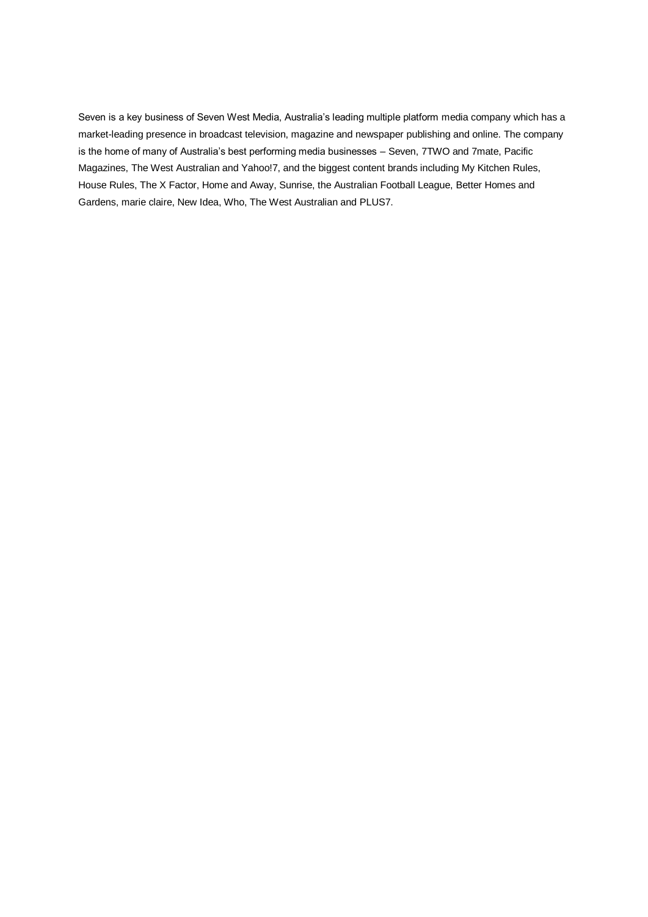Seven is a key business of Seven West Media, Australia's leading multiple platform media company which has a market-leading presence in broadcast television, magazine and newspaper publishing and online. The company is the home of many of Australia's best performing media businesses – Seven, 7TWO and 7mate, Pacific Magazines, The West Australian and Yahoo!7, and the biggest content brands including My Kitchen Rules, House Rules, The X Factor, Home and Away, Sunrise, the Australian Football League, Better Homes and Gardens, marie claire, New Idea, Who, The West Australian and PLUS7.